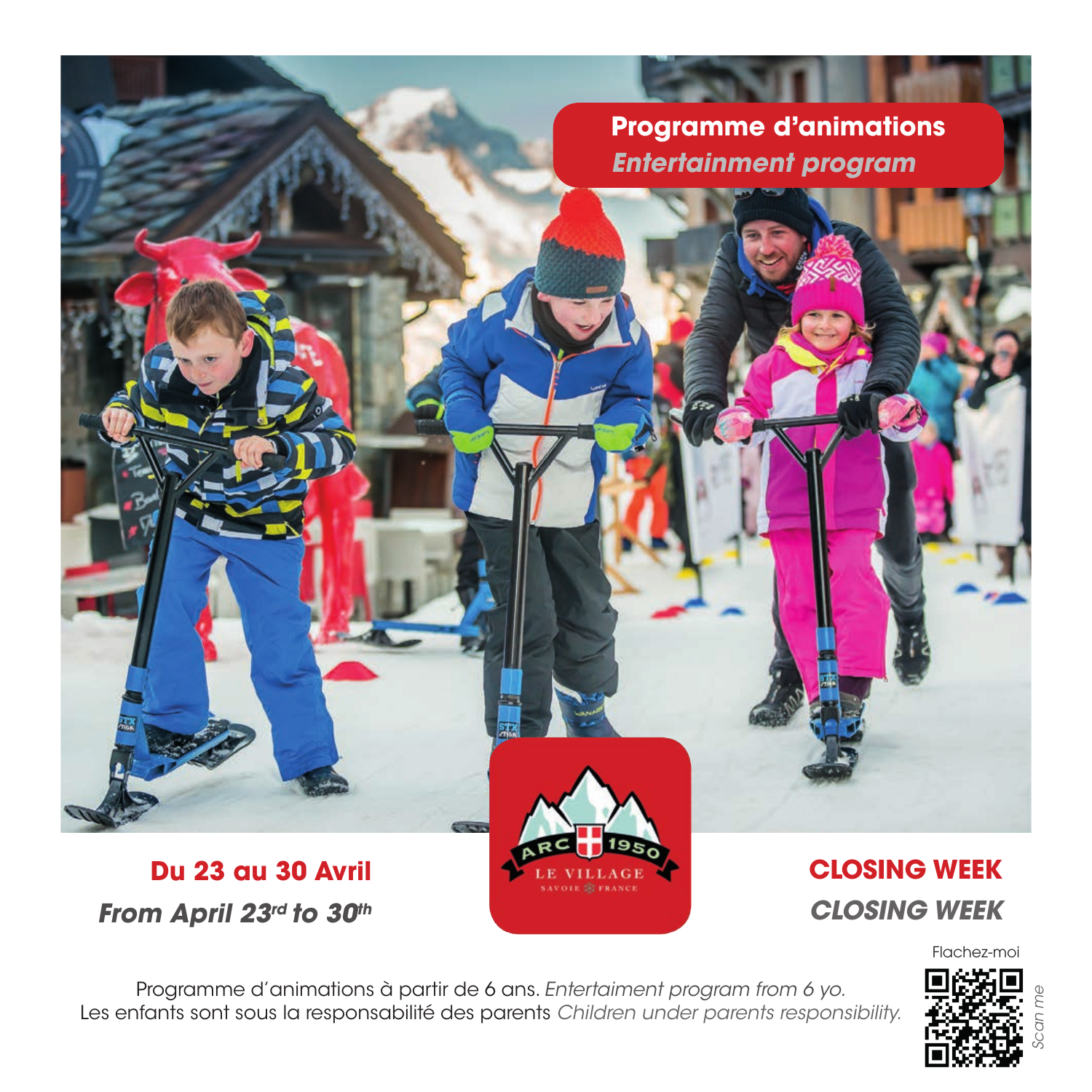# Programme d'animations
## *Entertainment program*

**Du 23 au 30 Avril**

***From April 23rd to 30th***

ARC 1950 LE VILLAGE SAVOIE FRANCE

**CLOSING WEEK**

***CLOSING WEEK***

Programme d'animations à partir de 6 ans. *Entertaiment program from 6 yo.*
Les enfants sont sous la responsabilité des parents *Children under parents responsibility.*

Flachez-moi

*Scan me*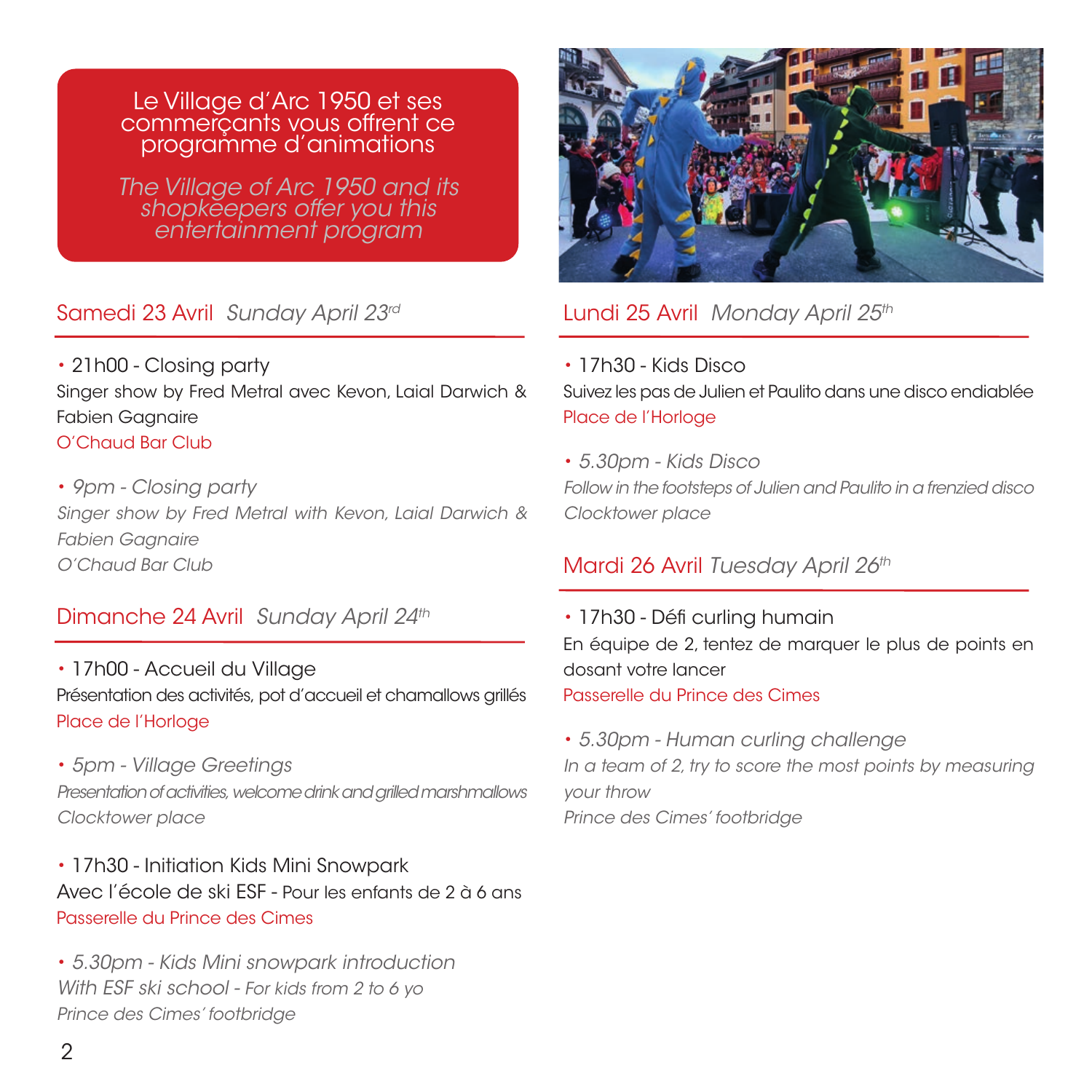Le Village d'Arc 1950 et ses commerçants vous offrent ce programme d'animations

*The Village of Arc 1950 and its shopkeepers offer you this entertainment program*

## Samedi 23 Avril *Sunday April 23rd*

- 21h00 - Closing party

Singer show by Fred Metral avec Kevon, Laial Darwich & Fabien Gagnaire

O'Chaud Bar Club

- *9pm - Closing party*

*Singer show by Fred Metral with Kevon, Laial Darwich & Fabien Gagnaire*

*O'Chaud Bar Club*

## Dimanche 24 Avril *Sunday April 24th*

- 17h00 - Accueil du Village

Présentation des activités, pot d'accueil et chamallows grillés

Place de l'Horloge

- *5pm - Village Greetings*

*Presentation of activities, welcome drink and grilled marshmallows*

*Clocktower place*

- 17h30 - Initiation Kids Mini Snowpark

Avec l'école de ski ESF - Pour les enfants de 2 à 6 ans

Passerelle du Prince des Cimes

- *5.30pm - Kids Mini snowpark introduction*

*With ESF ski school - For kids from 2 to 6 yo*

*Prince des Cimes' footbridge*

## Lundi 25 Avril *Monday April 25th*

- 17h30 - Kids Disco

Suivez les pas de Julien et Paulito dans une disco endiablée

Place de l'Horloge

- *5.30pm - Kids Disco*

*Follow in the footsteps of Julien and Paulito in a frenzied disco*

*Clocktower place*

## Mardi 26 Avril *Tuesday April 26th*

- 17h30 - Défi curling humain

En équipe de 2, tentez de marquer le plus de points en dosant votre lancer

Passerelle du Prince des Cimes

- *5.30pm - Human curling challenge*

*In a team of 2, try to score the most points by measuring your throw*

*Prince des Cimes' footbridge*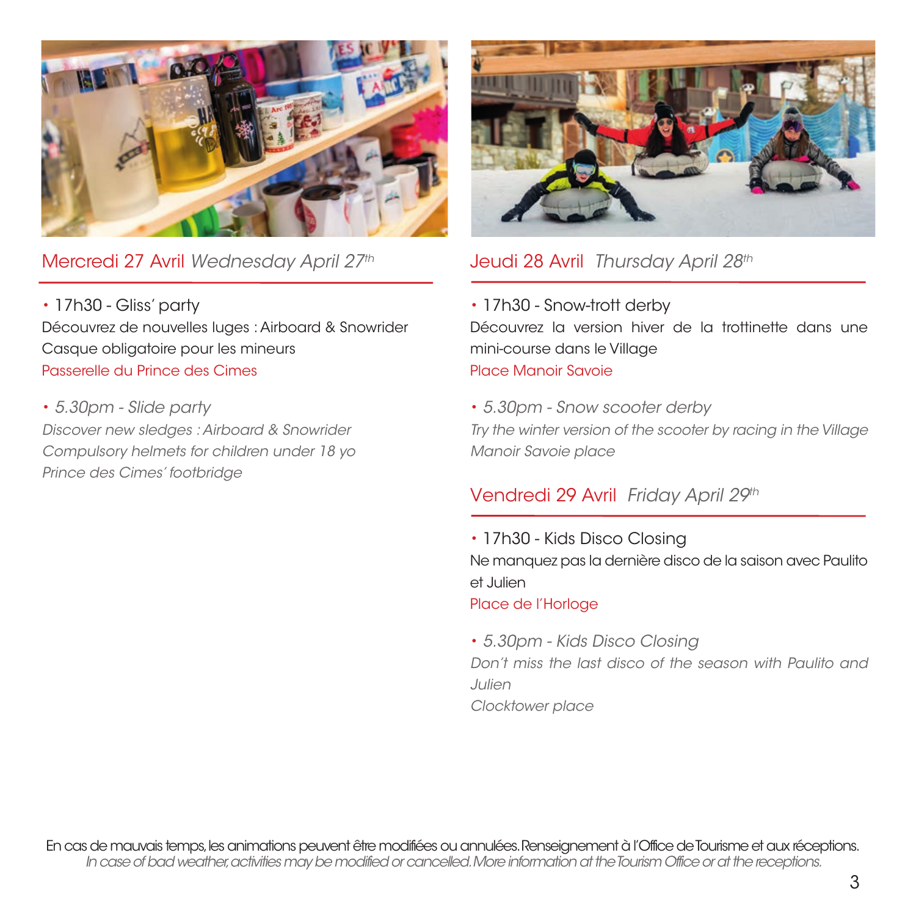## Mercredi 27 Avril *Wednesday April 27th*

• 17h30 - Gliss' party
Découvrez de nouvelles luges : Airboard & Snowrider
Casque obligatoire pour les mineurs
Passerelle du Prince des Cimes

*• 5.30pm - Slide party*
*Discover new sledges : Airboard & Snowrider*
*Compulsory helmets for children under 18 yo*
*Prince des Cimes' footbridge*

## Jeudi 28 Avril *Thursday April 28th*

• 17h30 - Snow-trott derby
Découvrez la version hiver de la trottinette dans une mini-course dans le Village
Place Manoir Savoie

*• 5.30pm - Snow scooter derby*
*Try the winter version of the scooter by racing in the Village*
*Manoir Savoie place*

## Vendredi 29 Avril *Friday April 29th*

• 17h30 - Kids Disco Closing
Ne manquez pas la dernière disco de la saison avec Paulito et Julien
Place de l'Horloge

*• 5.30pm - Kids Disco Closing*
*Don't miss the last disco of the season with Paulito and Julien*
*Clocktower place*

En cas de mauvais temps, les animations peuvent être modifiées ou annulées. Renseignement à l'Office de Tourisme et aux réceptions.
*In case of bad weather, activities may be modified or cancelled. More information at the Tourism Office or at the receptions.*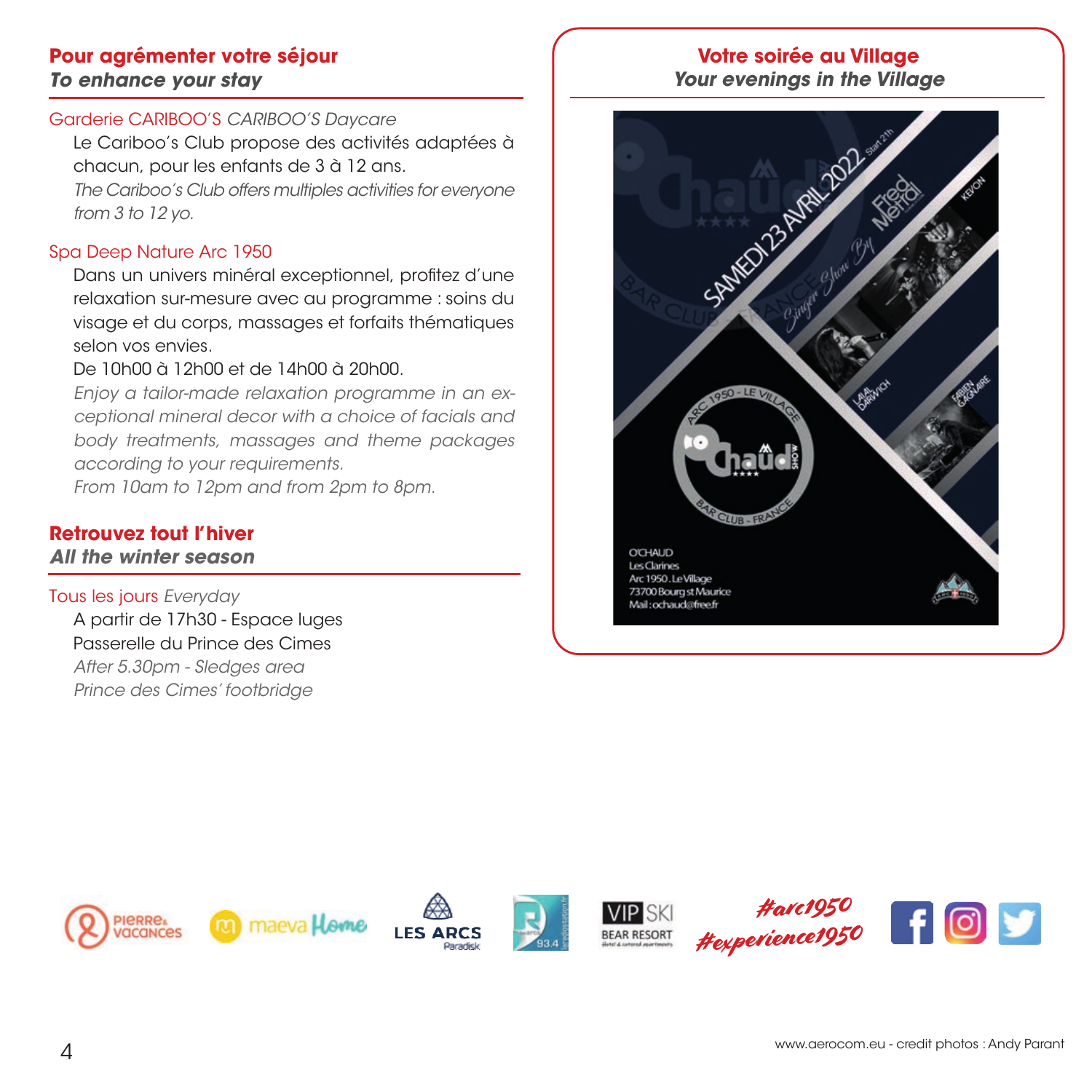## Pour agrémenter votre séjour
### *To enhance your stay*

Garderie CARIBOO'S *CARIBOO'S Daycare*

Le Cariboo's Club propose des activités adaptées à chacun, pour les enfants de 3 à 12 ans.

*The Cariboo's Club offers multiples activities for everyone from 3 to 12 yo.*

Spa Deep Nature Arc 1950

Dans un univers minéral exceptionnel, profitez d'une relaxation sur-mesure avec au programme : soins du visage et du corps, massages et forfaits thématiques selon vos envies.

De 10h00 à 12h00 et de 14h00 à 20h00.

*Enjoy a tailor-made relaxation programme in an exceptional mineral decor with a choice of facials and body treatments, massages and theme packages according to your requirements.*

*From 10am to 12pm and from 2pm to 8pm.*

## Retrouvez tout l'hiver
### *All the winter season*

Tous les jours *Everyday*

A partir de 17h30 - Espace luges
Passerelle du Prince des Cimes

*After 5.30pm - Sledges area*
*Prince des Cimes' footbridge*

## Votre soirée au Village
### *Your evenings in the Village*

SAMEDI 23 AVRIL 2022 Start 21h
Singer Show By Fred Metral
KEVON
LAILA DARWICH
FABIEN GAGNAIRE

O'CHAUD
Les Clarines
Arc 1950. Le Village
73700 Bourg st Maurice
Mail : ochaud@free.fr

#arc1950
#experience1950

www.aerocom.eu - credit photos : Andy Parant